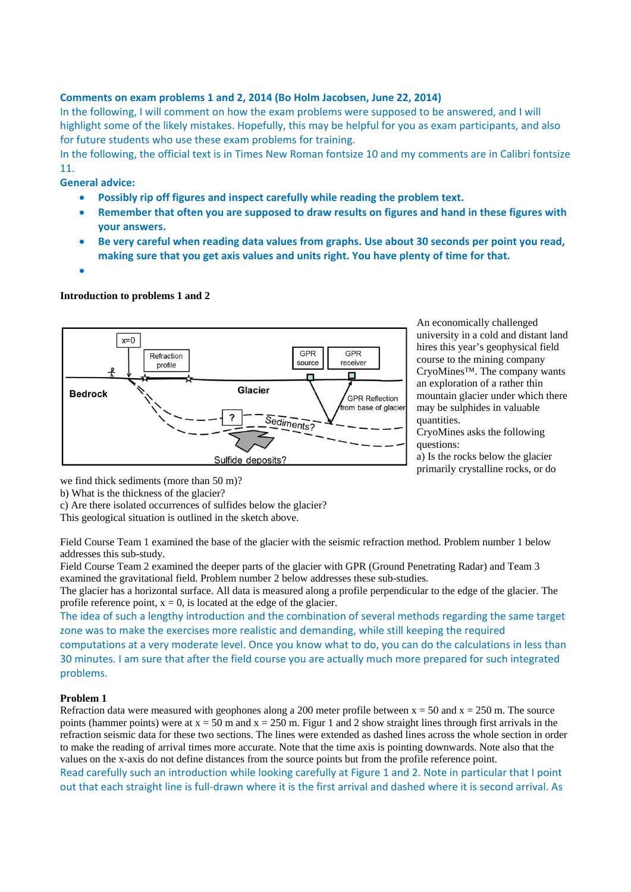**Comments on exam problems 1 and 2, 2014 (Bo Holm Jacobsen, June 22, 2014)**

In the following, I will comment on how the exam problems were supposed to be answered, and I will highlight some of the likely mistakes. Hopefully, this may be helpful for you as exam participants, and also for future students who use these exam problems for training.

In the following, the official text is in Times New Roman fontsize 10 and my comments are in Calibri fontsize 11.

**General advice:**

- **Possibly rip off figures and inspect carefully while reading the problem text.**
- **Remember that often you are supposed to draw results on figures and hand in these figures with your answers.**
- **Be very careful when reading data values from graphs. Use about 30 seconds per point you read, making sure that you get axis values and units right. You have plenty of time for that.**
-

**Introduction to problems 1 and 2**

An economically challenged university in a cold and distant land hires this year's geophysical field course to the mining company CryoMines™. The company wants an exploration of a rather thin mountain glacier under which there may be sulphides in valuable quantities.

CryoMines asks the following questions:

a) Is the rocks below the glacier primarily crystalline rocks, or do we find thick sediments (more than 50 m)?

b) What is the thickness of the glacier?

c) Are there isolated occurrences of sulfides below the glacier?

This geological situation is outlined in the sketch above.

Field Course Team 1 examined the base of the glacier with the seismic refraction method. Problem number 1 below addresses this sub-study.

Field Course Team 2 examined the deeper parts of the glacier with GPR (Ground Penetrating Radar) and Team 3 examined the gravitational field. Problem number 2 below addresses these sub-studies.

The glacier has a horizontal surface. All data is measured along a profile perpendicular to the edge of the glacier. The profile reference point, x = 0, is located at the edge of the glacier.

The idea of such a lengthy introduction and the combination of several methods regarding the same target zone was to make the exercises more realistic and demanding, while still keeping the required computations at a very moderate level. Once you know what to do, you can do the calculations in less than 30 minutes. I am sure that after the field course you are actually much more prepared for such integrated problems.

**Problem 1**

Refraction data were measured with geophones along a 200 meter profile between x = 50 and x = 250 m. The source points (hammer points) were at x = 50 m and x = 250 m. Figur 1 and 2 show straight lines through first arrivals in the refraction seismic data for these two sections. The lines were extended as dashed lines across the whole section in order to make the reading of arrival times more accurate. Note that the time axis is pointing downwards. Note also that the values on the x-axis do not define distances from the source points but from the profile reference point.

Read carefully such an introduction while looking carefully at Figure 1 and 2. Note in particular that I point out that each straight line is full-drawn where it is the first arrival and dashed where it is second arrival. As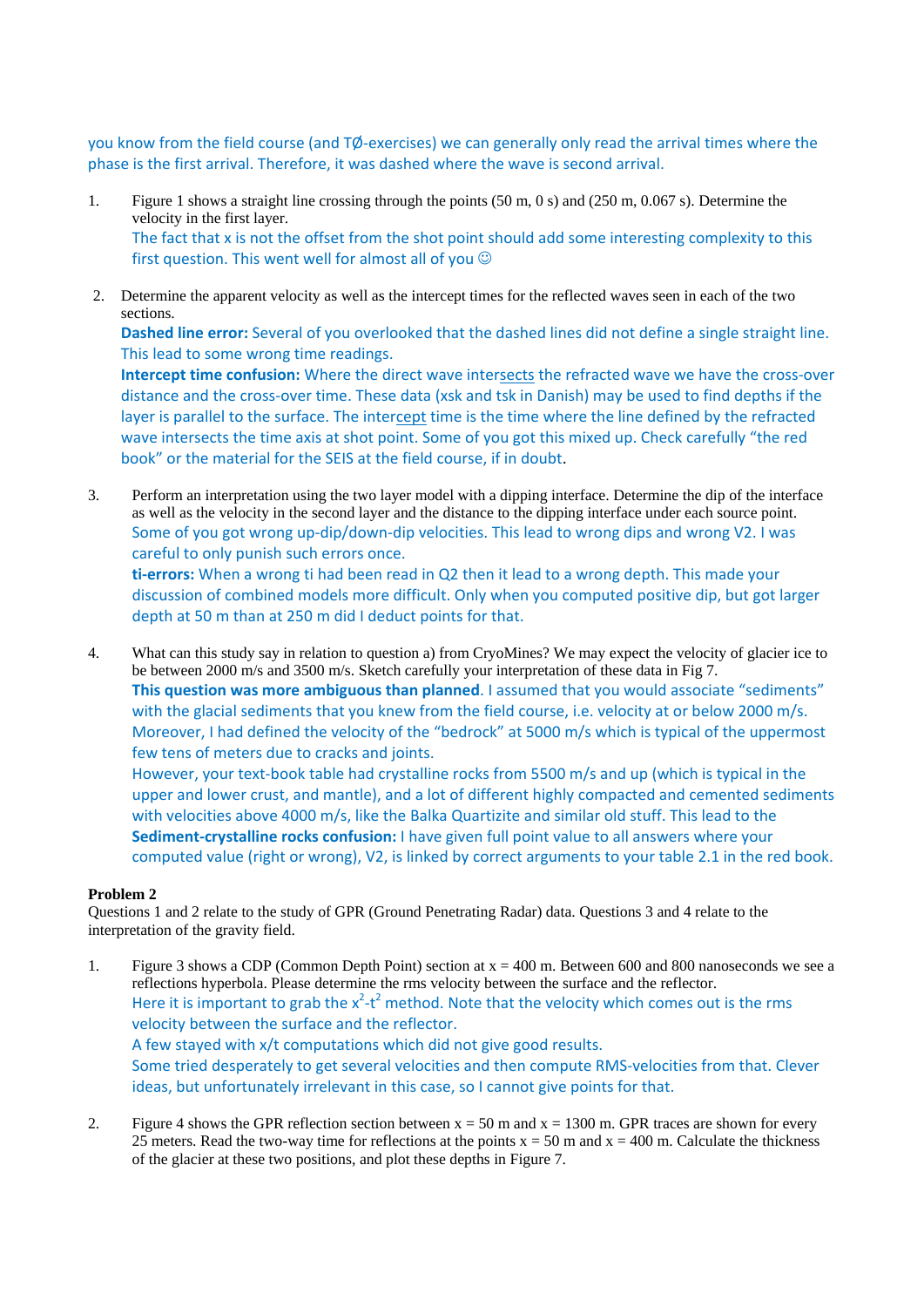you know from the field course (and TØ-exercises) we can generally only read the arrival times where the phase is the first arrival. Therefore, it was dashed where the wave is second arrival.

1. Figure 1 shows a straight line crossing through the points (50 m, 0 s) and (250 m, 0.067 s). Determine the velocity in the first layer.
   The fact that x is not the offset from the shot point should add some interesting complexity to this first question. This went well for almost all of you ☺

2. Determine the apparent velocity as well as the intercept times for the reflected waves seen in each of the two sections.
   **Dashed line error:** Several of you overlooked that the dashed lines did not define a single straight line. This lead to some wrong time readings.
   **Intercept time confusion:** Where the direct wave intersects the refracted wave we have the cross-over distance and the cross-over time. These data (xsk and tsk in Danish) may be used to find depths if the layer is parallel to the surface. The intercept time is the time where the line defined by the refracted wave intersects the time axis at shot point. Some of you got this mixed up. Check carefully "the red book" or the material for the SEIS at the field course, if in doubt.

3. Perform an interpretation using the two layer model with a dipping interface. Determine the dip of the interface as well as the velocity in the second layer and the distance to the dipping interface under each source point.
   Some of you got wrong up-dip/down-dip velocities. This lead to wrong dips and wrong V2. I was careful to only punish such errors once.
   **ti-errors:** When a wrong ti had been read in Q2 then it lead to a wrong depth. This made your discussion of combined models more difficult. Only when you computed positive dip, but got larger depth at 50 m than at 250 m did I deduct points for that.

4. What can this study say in relation to question a) from CryoMines? We may expect the velocity of glacier ice to be between 2000 m/s and 3500 m/s. Sketch carefully your interpretation of these data in Fig 7.
   **This question was more ambiguous than planned**. I assumed that you would associate "sediments" with the glacial sediments that you knew from the field course, i.e. velocity at or below 2000 m/s. Moreover, I had defined the velocity of the "bedrock" at 5000 m/s which is typical of the uppermost few tens of meters due to cracks and joints.
   However, your text-book table had crystalline rocks from 5500 m/s and up (which is typical in the upper and lower crust, and mantle), and a lot of different highly compacted and cemented sediments with velocities above 4000 m/s, like the Balka Quartzite and similar old stuff. This lead to the **Sediment-crystalline rocks confusion:** I have given full point value to all answers where your computed value (right or wrong), V2, is linked by correct arguments to your table 2.1 in the red book.

**Problem 2**

Questions 1 and 2 relate to the study of GPR (Ground Penetrating Radar) data. Questions 3 and 4 relate to the interpretation of the gravity field.

1. Figure 3 shows a CDP (Common Depth Point) section at x = 400 m. Between 600 and 800 nanoseconds we see a reflections hyperbola. Please determine the rms velocity between the surface and the reflector.
   Here it is important to grab the $x^2$-$t^2$ method. Note that the velocity which comes out is the rms velocity between the surface and the reflector.
   A few stayed with x/t computations which did not give good results.
   Some tried desperately to get several velocities and then compute RMS-velocities from that. Clever ideas, but unfortunately irrelevant in this case, so I cannot give points for that.

2. Figure 4 shows the GPR reflection section between x = 50 m and x = 1300 m. GPR traces are shown for every 25 meters. Read the two-way time for reflections at the points x = 50 m and x = 400 m. Calculate the thickness of the glacier at these two positions, and plot these depths in Figure 7.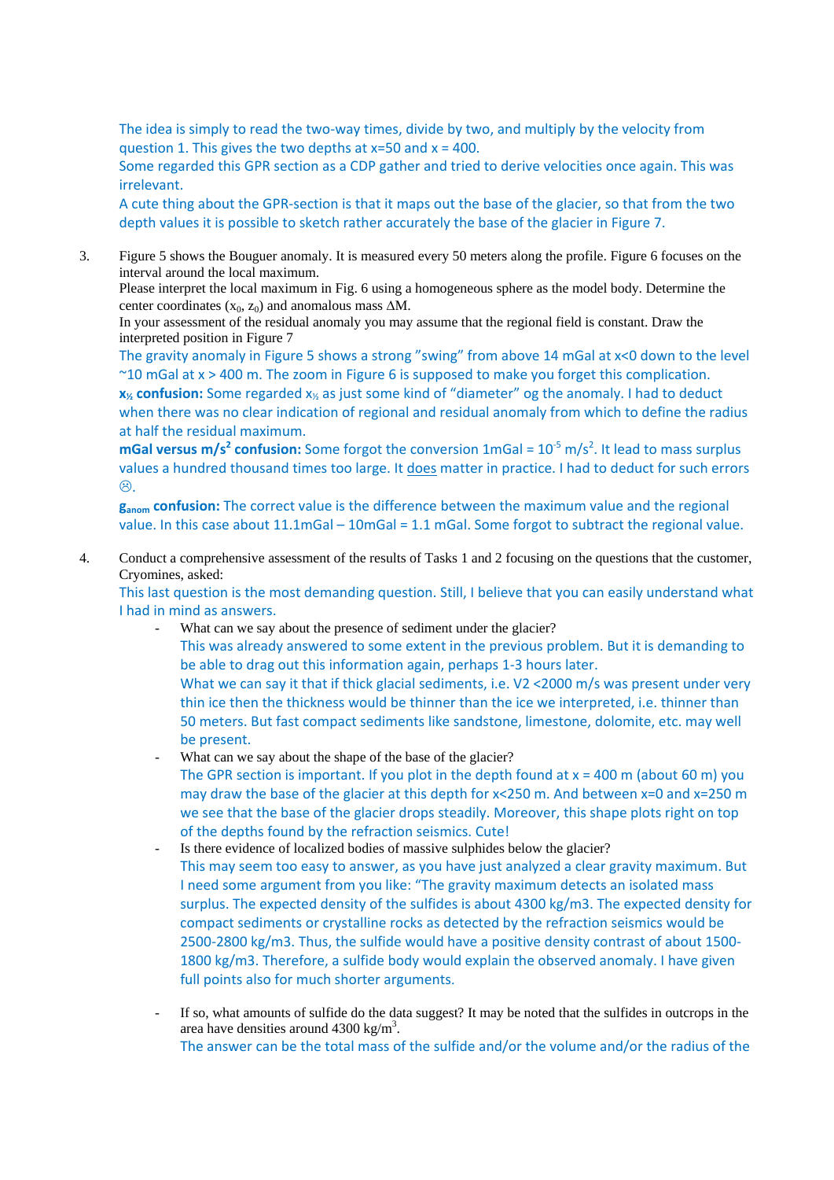The idea is simply to read the two-way times, divide by two, and multiply by the velocity from question 1. This gives the two depths at x=50 and x = 400.
Some regarded this GPR section as a CDP gather and tried to derive velocities once again. This was irrelevant.
A cute thing about the GPR-section is that it maps out the base of the glacier, so that from the two depth values it is possible to sketch rather accurately the base of the glacier in Figure 7.

3. Figure 5 shows the Bouguer anomaly. It is measured every 50 meters along the profile. Figure 6 focuses on the interval around the local maximum.
Please interpret the local maximum in Fig. 6 using a homogeneous sphere as the model body. Determine the center coordinates ($x_0$, $z_0$) and anomalous mass $\Delta M$.
In your assessment of the residual anomaly you may assume that the regional field is constant. Draw the interpreted position in Figure 7
The gravity anomaly in Figure 5 shows a strong "swing" from above 14 mGal at x<0 down to the level ~10 mGal at x > 400 m. The zoom in Figure 6 is supposed to make you forget this complication.
**$x_{½}$ confusion:** Some regarded $x_{½}$ as just some kind of "diameter" og the anomaly. I had to deduct when there was no clear indication of regional and residual anomaly from which to define the radius at half the residual maximum.
**mGal versus $m/s^2$ confusion:** Some forgot the conversion 1mGal = $10^{-5}$ $m/s^2$. It lead to mass surplus values a hundred thousand times too large. It does matter in practice. I had to deduct for such errors ☹.
**$g_{anom}$ confusion:** The correct value is the difference between the maximum value and the regional value. In this case about 11.1mGal – 10mGal = 1.1 mGal. Some forgot to subtract the regional value.

4. Conduct a comprehensive assessment of the results of Tasks 1 and 2 focusing on the questions that the customer, Cryomines, asked:
This last question is the most demanding question. Still, I believe that you can easily understand what I had in mind as answers.
   - What can we say about the presence of sediment under the glacier?
   This was already answered to some extent in the previous problem. But it is demanding to be able to drag out this information again, perhaps 1-3 hours later.
   What we can say it that if thick glacial sediments, i.e. V2 <2000 m/s was present under very thin ice then the thickness would be thinner than the ice we interpreted, i.e. thinner than 50 meters. But fast compact sediments like sandstone, limestone, dolomite, etc. may well be present.
   - What can we say about the shape of the base of the glacier?
   The GPR section is important. If you plot in the depth found at x = 400 m (about 60 m) you may draw the base of the glacier at this depth for x<250 m. And between x=0 and x=250 m we see that the base of the glacier drops steadily. Moreover, this shape plots right on top of the depths found by the refraction seismics. Cute!
   - Is there evidence of localized bodies of massive sulphides below the glacier?
   This may seem too easy to answer, as you have just analyzed a clear gravity maximum. But I need some argument from you like: "The gravity maximum detects an isolated mass surplus. The expected density of the sulfides is about 4300 kg/m3. The expected density for compact sediments or crystalline rocks as detected by the refraction seismics would be 2500-2800 kg/m3. Thus, the sulfide would have a positive density contrast of about 1500-1800 kg/m3. Therefore, a sulfide body would explain the observed anomaly. I have given full points also for much shorter arguments.

   - If so, what amounts of sulfide do the data suggest? It may be noted that the sulfides in outcrops in the area have densities around 4300 $kg/m^3$.
   The answer can be the total mass of the sulfide and/or the volume and/or the radius of the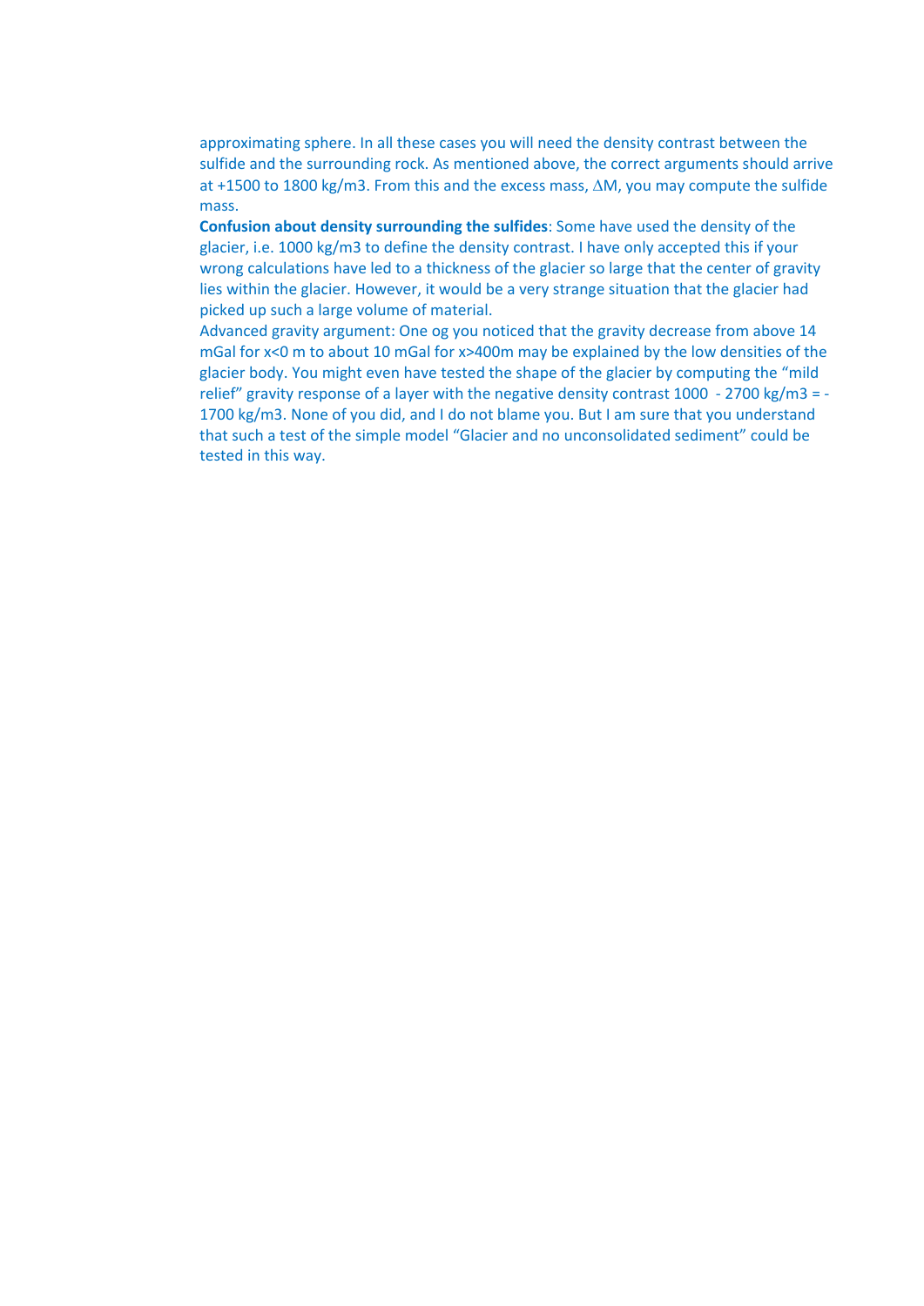approximating sphere. In all these cases you will need the density contrast between the sulfide and the surrounding rock. As mentioned above, the correct arguments should arrive at +1500 to 1800 kg/m3. From this and the excess mass, $\Delta$M, you may compute the sulfide mass.

**Confusion about density surrounding the sulfides**: Some have used the density of the glacier, i.e. 1000 kg/m3 to define the density contrast. I have only accepted this if your wrong calculations have led to a thickness of the glacier so large that the center of gravity lies within the glacier. However, it would be a very strange situation that the glacier had picked up such a large volume of material.

Advanced gravity argument: One og you noticed that the gravity decrease from above 14 mGal for x<0 m to about 10 mGal for x>400m may be explained by the low densities of the glacier body. You might even have tested the shape of the glacier by computing the "mild relief" gravity response of a layer with the negative density contrast 1000 - 2700 kg/m3 = -1700 kg/m3. None of you did, and I do not blame you. But I am sure that you understand that such a test of the simple model "Glacier and no unconsolidated sediment" could be tested in this way.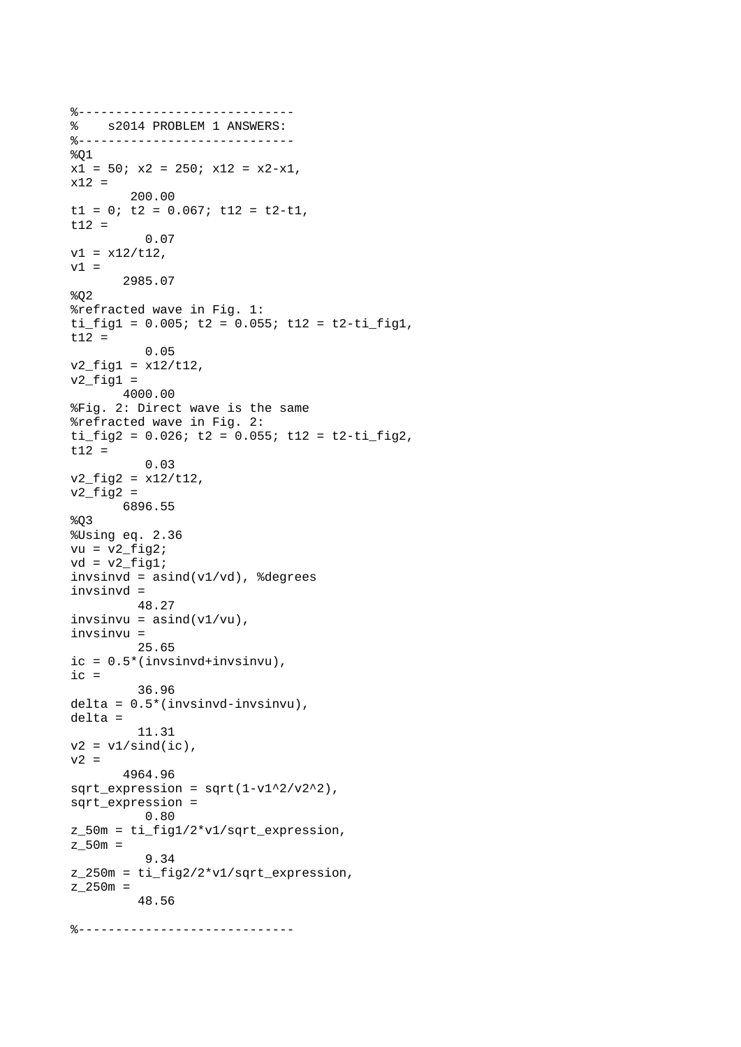```
%-----------------------------
%    s2014 PROBLEM 1 ANSWERS:
%-----------------------------
%Q1
x1 = 50; x2 = 250; x12 = x2-x1,
x12 =
       200.00
t1 = 0; t2 = 0.067; t12 = t2-t1,
t12 =
         0.07
v1 = x12/t12,
v1 =
      2985.07
%Q2
%refracted wave in Fig. 1:
ti_fig1 = 0.005; t2 = 0.055; t12 = t2-ti_fig1,
t12 =
         0.05
v2_fig1 = x12/t12,
v2_fig1 =
      4000.00
%Fig. 2: Direct wave is the same
%refracted wave in Fig. 2:
ti_fig2 = 0.026; t2 = 0.055; t12 = t2-ti_fig2,
t12 =
         0.03
v2_fig2 = x12/t12,
v2_fig2 =
      6896.55
%Q3
%Using eq. 2.36
vu = v2_fig2;
vd = v2_fig1;
invsinvd = asind(v1/vd), %degrees
invsinvd =
        48.27
invsinvu = asind(v1/vu),
invsinvu =
        25.65
ic = 0.5*(invsinvd+invsinvu),
ic =
        36.96
delta = 0.5*(invsinvd-invsinvu),
delta =
        11.31
v2 = v1/sind(ic),
v2 =
      4964.96
sqrt_expression = sqrt(1-v1^2/v2^2),
sqrt_expression =
         0.80
z_50m = ti_fig1/2*v1/sqrt_expression,
z_50m =
         9.34
z_250m = ti_fig2/2*v1/sqrt_expression,
z_250m =
        48.56

%-----------------------------
```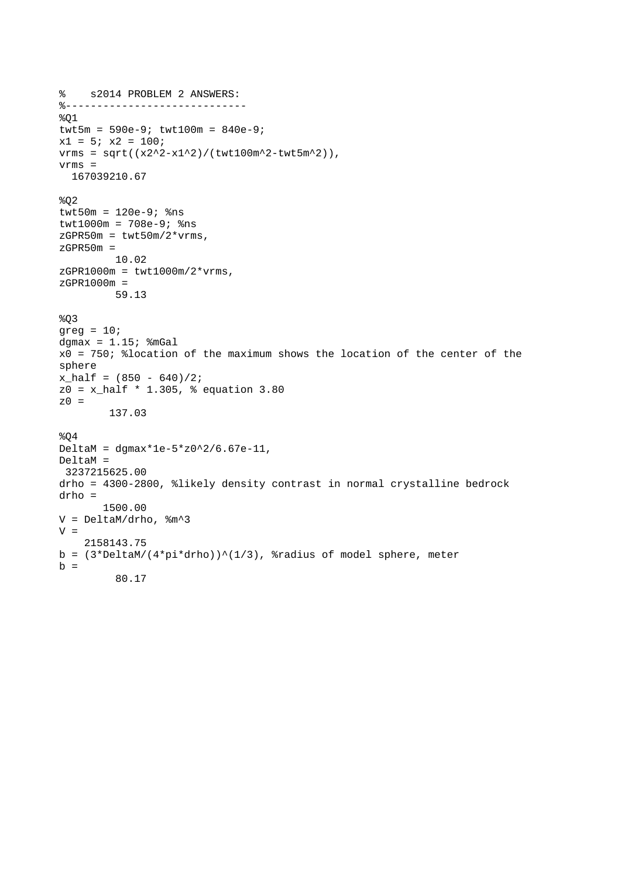```
%    s2014 PROBLEM 2 ANSWERS:
%-----------------------------
%Q1
twt5m = 590e-9; twt100m = 840e-9;
x1 = 5; x2 = 100;
vrms = sqrt((x2^2-x1^2)/(twt100m^2-twt5m^2)),
vrms =
  167039210.67

%Q2
twt50m = 120e-9; %ns
twt1000m = 708e-9; %ns
zGPR50m = twt50m/2*vrms,
zGPR50m =
         10.02
zGPR1000m = twt1000m/2*vrms,
zGPR1000m =
         59.13

%Q3
greg = 10;
dgmax = 1.15; %mGal
x0 = 750; %location of the maximum shows the location of the center of the
sphere
x_half = (850 - 640)/2;
z0 = x_half * 1.305, % equation 3.80
z0 =
        137.03

%Q4
DeltaM = dgmax*1e-5*z0^2/6.67e-11,
DeltaM =
 3237215625.00
drho = 4300-2800, %likely density contrast in normal crystalline bedrock
drho =
       1500.00
V = DeltaM/drho, %m^3
V =
    2158143.75
b = (3*DeltaM/(4*pi*drho))^(1/3), %radius of model sphere, meter
b =
         80.17
```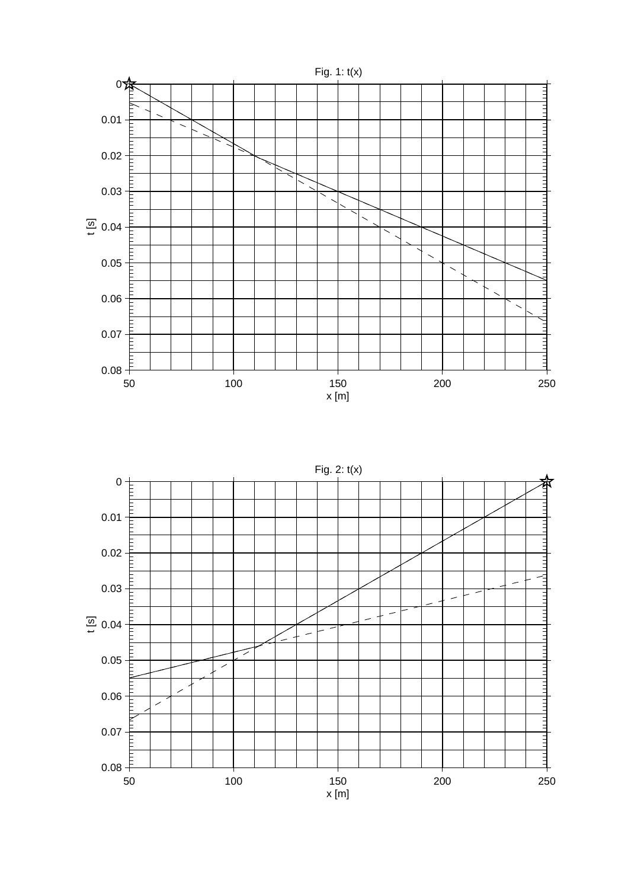Fig. 1: t(x)

Fig. 2: t(x)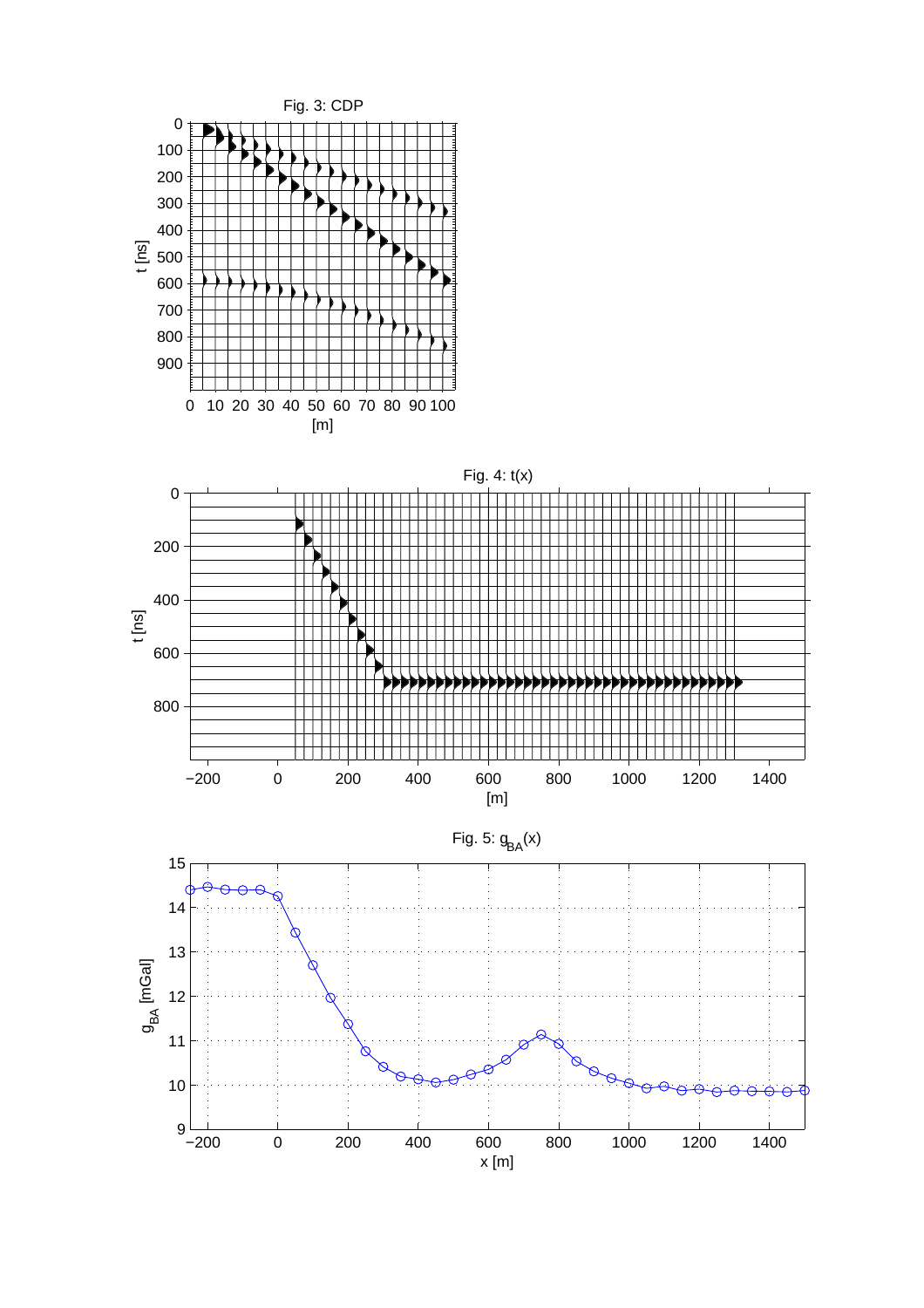Fig. 3: CDP

Fig. 4: t(x)

Fig. 5: $g_{BA}(x)$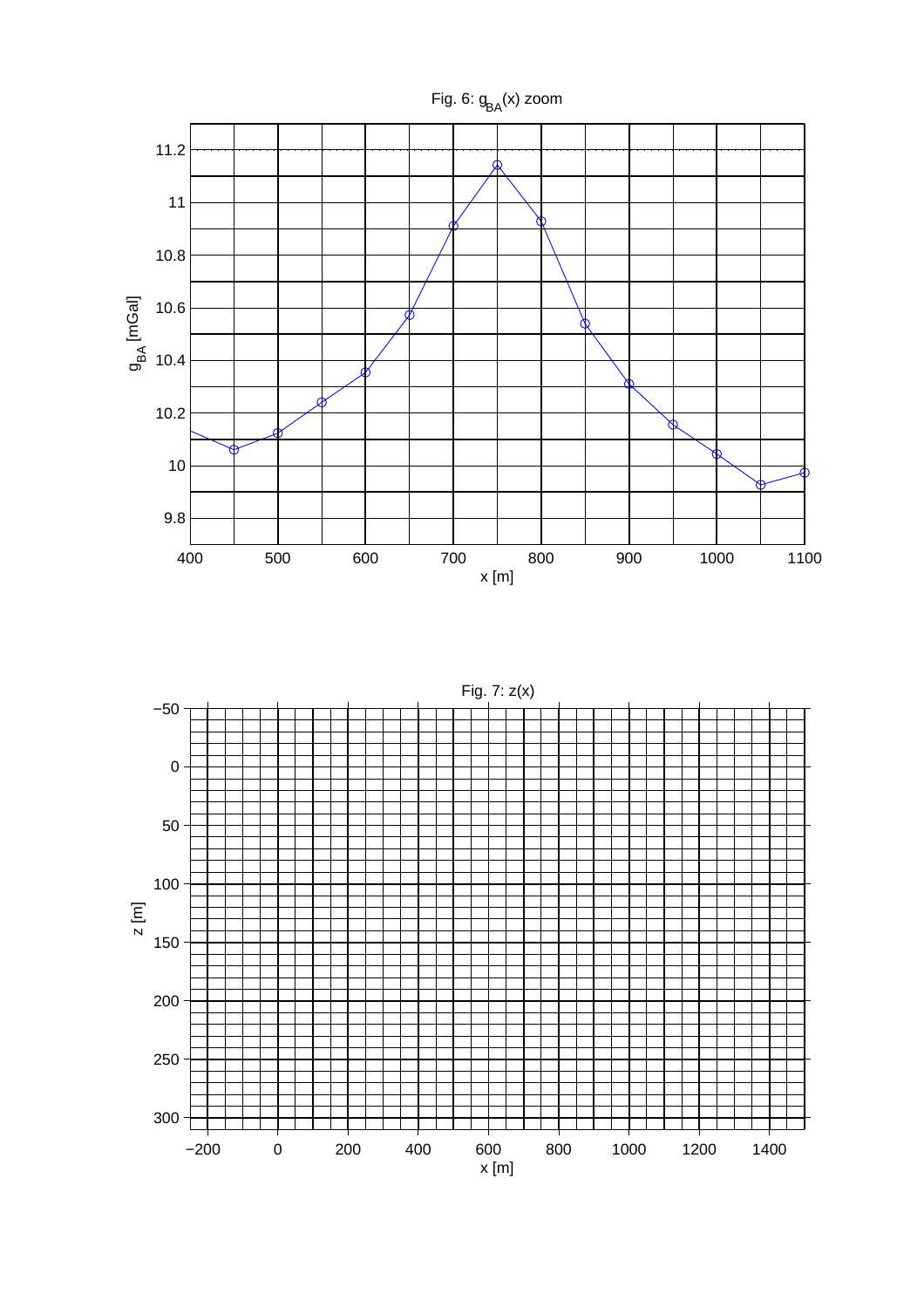Fig. 6: $g_{BA}(x)$ zoom

$g_{BA}$ [mGal]

11.2
11
10.8
10.6
10.4
10.2
10
9.8

400 500 600 700 800 900 1000 1100

x [m]

Fig. 7: z(x)

z [m]

−50
0
50
100
150
200
250
300

−200 0 200 400 600 800 1000 1200 1400

x [m]